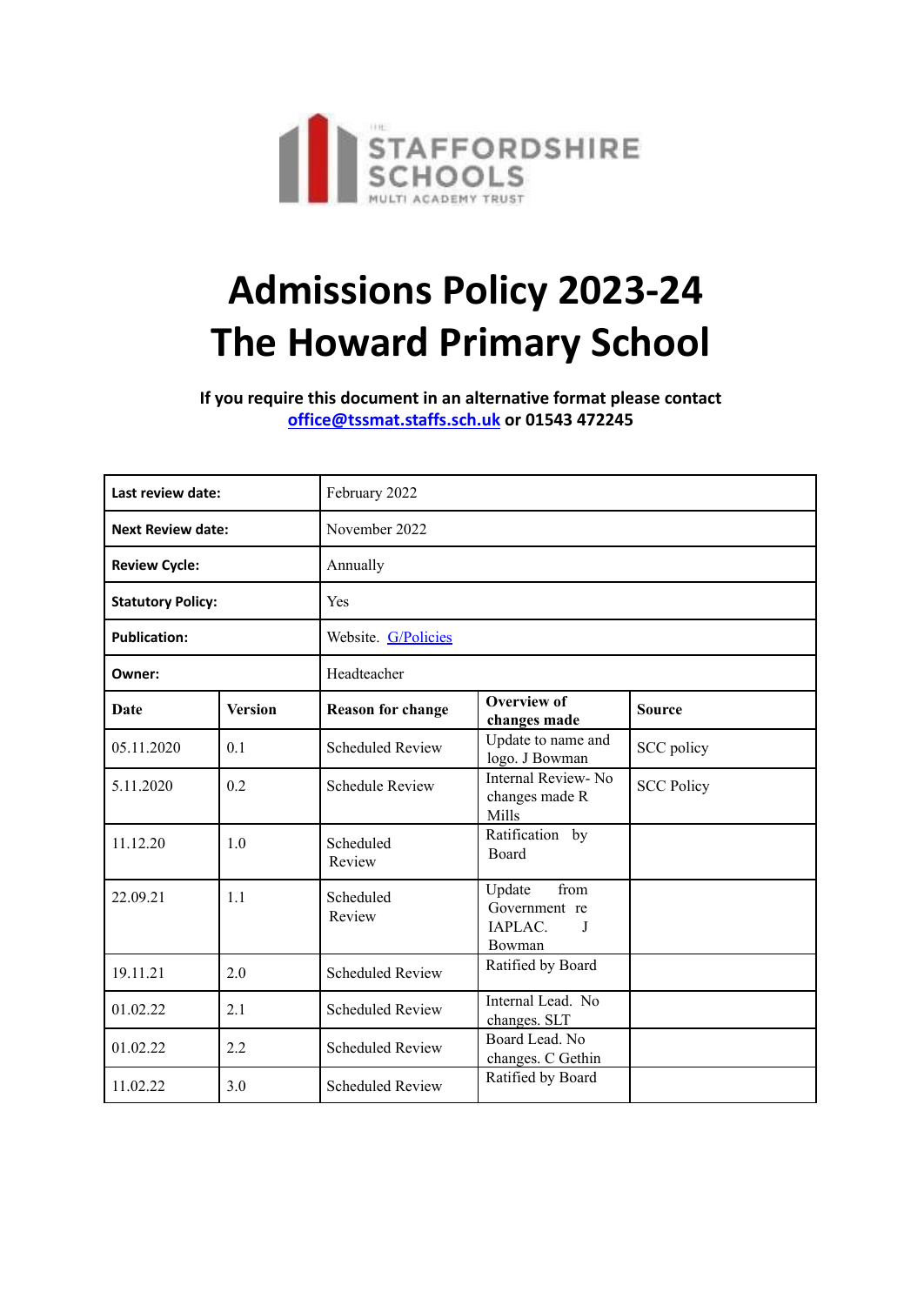THE STAFFORDSHIRE SCHOOLS MULTI ACADEMY TRUST

# Admissions Policy 2023-24
# The Howard Primary School

**If you require this document in an alternative format please contact office@tssmat.staffs.sch.uk or 01543 472245**

| | | | | |
|---|---|---|---|---|
| **Last review date:** | | February 2022 | | |
| **Next Review date:** | | November 2022 | | |
| **Review Cycle:** | | Annually | | |
| **Statutory Policy:** | | Yes | | |
| **Publication:** | | Website. G/Policies | | |
| **Owner:** | | Headteacher | | |
| **Date** | **Version** | **Reason for change** | **Overview of changes made** | **Source** |
| 05.11.2020 | 0.1 | Scheduled Review | Update to name and logo. J Bowman | SCC policy |
| 5.11.2020 | 0.2 | Schedule Review | Internal Review- No changes made R Mills | SCC Policy |
| 11.12.20 | 1.0 | Scheduled Review | Ratification by Board | |
| 22.09.21 | 1.1 | Scheduled Review | Update from Government re IAPLAC. J Bowman | |
| 19.11.21 | 2.0 | Scheduled Review | Ratified by Board | |
| 01.02.22 | 2.1 | Scheduled Review | Internal Lead. No changes. SLT | |
| 01.02.22 | 2.2 | Scheduled Review | Board Lead. No changes. C Gethin | |
| 11.02.22 | 3.0 | Scheduled Review | Ratified by Board | |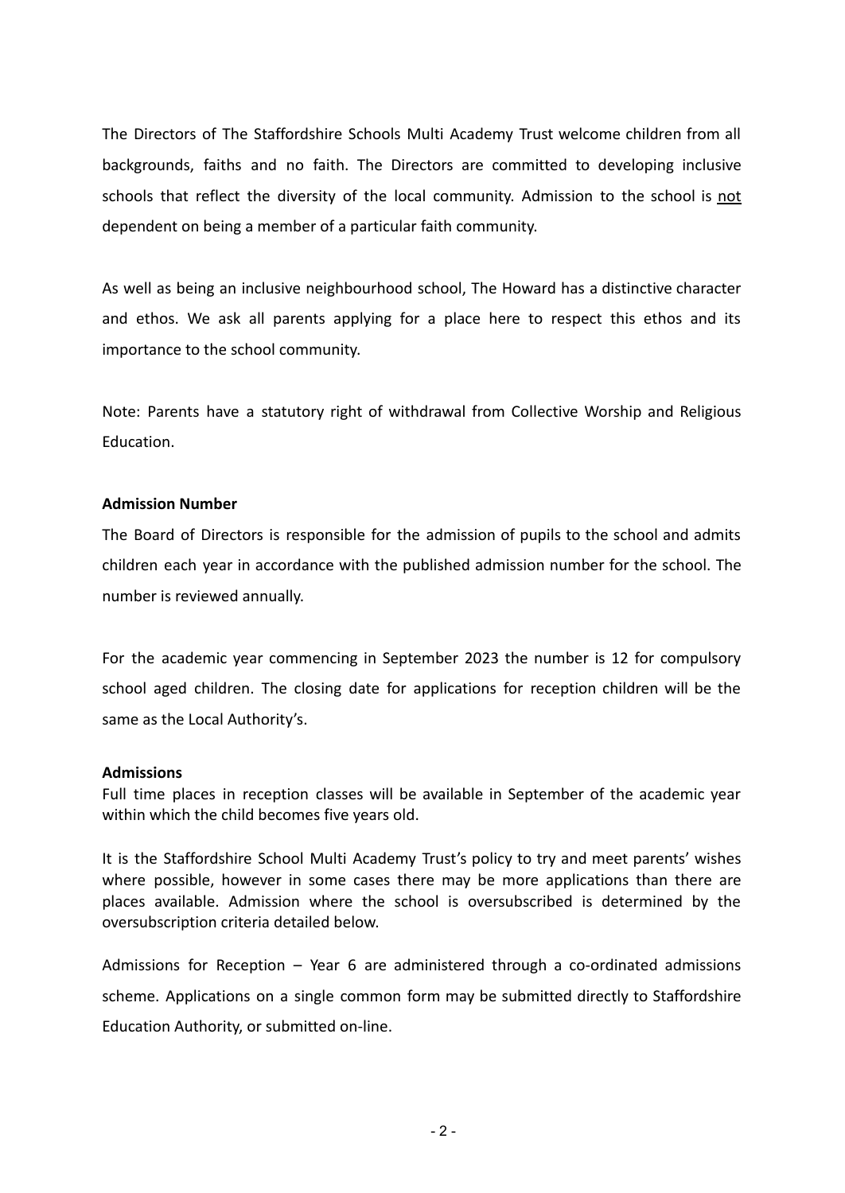The Directors of The Staffordshire Schools Multi Academy Trust welcome children from all backgrounds, faiths and no faith. The Directors are committed to developing inclusive schools that reflect the diversity of the local community. Admission to the school is <u>not</u> dependent on being a member of a particular faith community.

As well as being an inclusive neighbourhood school, The Howard has a distinctive character and ethos. We ask all parents applying for a place here to respect this ethos and its importance to the school community.

Note: Parents have a statutory right of withdrawal from Collective Worship and Religious Education.

**Admission Number**

The Board of Directors is responsible for the admission of pupils to the school and admits children each year in accordance with the published admission number for the school. The number is reviewed annually.

For the academic year commencing in September 2023 the number is 12 for compulsory school aged children. The closing date for applications for reception children will be the same as the Local Authority's.

**Admissions**

Full time places in reception classes will be available in September of the academic year within which the child becomes five years old.

It is the Staffordshire School Multi Academy Trust's policy to try and meet parents' wishes where possible, however in some cases there may be more applications than there are places available. Admission where the school is oversubscribed is determined by the oversubscription criteria detailed below.

Admissions for Reception – Year 6 are administered through a co-ordinated admissions scheme. Applications on a single common form may be submitted directly to Staffordshire Education Authority, or submitted on-line.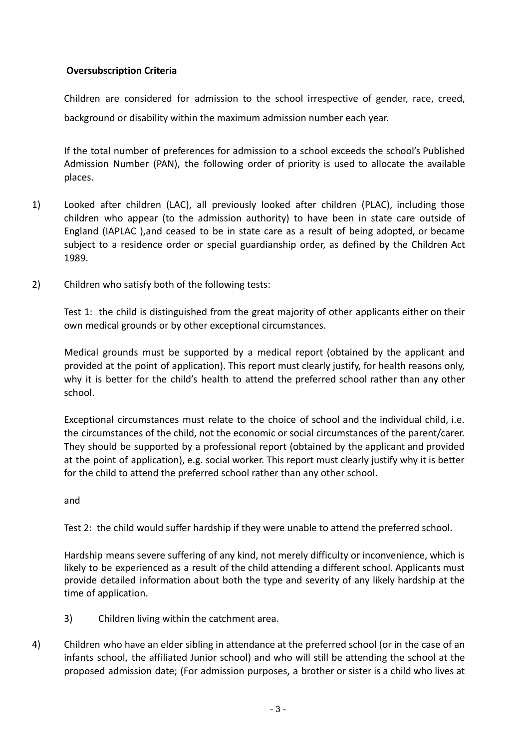**Oversubscription Criteria**

Children are considered for admission to the school irrespective of gender, race, creed, background or disability within the maximum admission number each year.

If the total number of preferences for admission to a school exceeds the school's Published Admission Number (PAN), the following order of priority is used to allocate the available places.

1) Looked after children (LAC), all previously looked after children (PLAC), including those children who appear (to the admission authority) to have been in state care outside of England (IAPLAC ),and ceased to be in state care as a result of being adopted, or became subject to a residence order or special guardianship order, as defined by the Children Act 1989.

2) Children who satisfy both of the following tests:

   Test 1: the child is distinguished from the great majority of other applicants either on their own medical grounds or by other exceptional circumstances.

   Medical grounds must be supported by a medical report (obtained by the applicant and provided at the point of application). This report must clearly justify, for health reasons only, why it is better for the child's health to attend the preferred school rather than any other school.

   Exceptional circumstances must relate to the choice of school and the individual child, i.e. the circumstances of the child, not the economic or social circumstances of the parent/carer. They should be supported by a professional report (obtained by the applicant and provided at the point of application), e.g. social worker. This report must clearly justify why it is better for the child to attend the preferred school rather than any other school.

   and

   Test 2: the child would suffer hardship if they were unable to attend the preferred school.

   Hardship means severe suffering of any kind, not merely difficulty or inconvenience, which is likely to be experienced as a result of the child attending a different school. Applicants must provide detailed information about both the type and severity of any likely hardship at the time of application.

3) Children living within the catchment area.

4) Children who have an elder sibling in attendance at the preferred school (or in the case of an infants school, the affiliated Junior school) and who will still be attending the school at the proposed admission date; (For admission purposes, a brother or sister is a child who lives at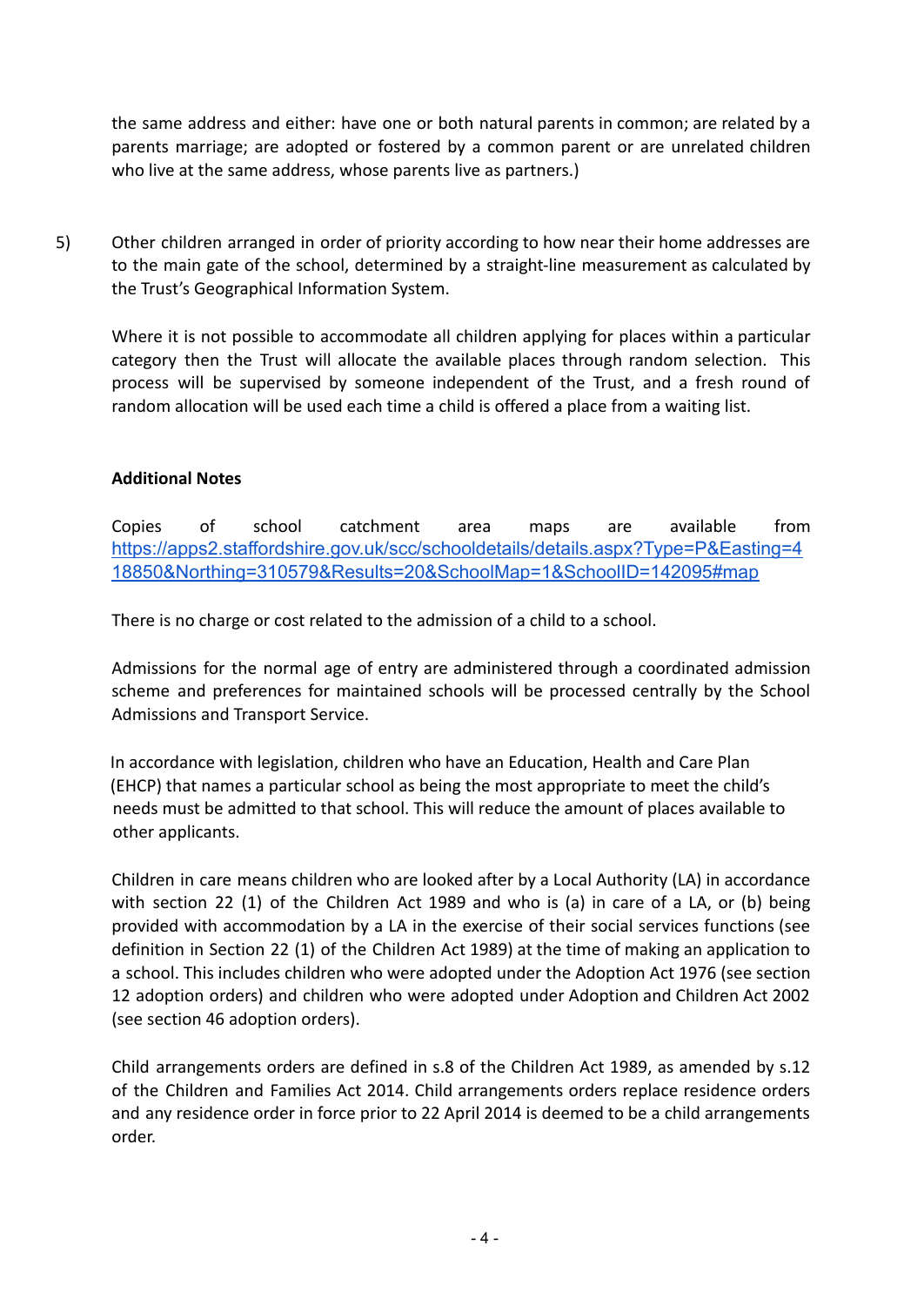the same address and either: have one or both natural parents in common; are related by a parents marriage; are adopted or fostered by a common parent or are unrelated children who live at the same address, whose parents live as partners.)

5) Other children arranged in order of priority according to how near their home addresses are to the main gate of the school, determined by a straight-line measurement as calculated by the Trust's Geographical Information System.

   Where it is not possible to accommodate all children applying for places within a particular category then the Trust will allocate the available places through random selection. This process will be supervised by someone independent of the Trust, and a fresh round of random allocation will be used each time a child is offered a place from a waiting list.

**Additional Notes**

Copies of school catchment area maps are available from https://apps2.staffordshire.gov.uk/scc/schooldetails/details.aspx?Type=P&Easting=418850&Northing=310579&Results=20&SchoolMap=1&SchoolID=142095#map

There is no charge or cost related to the admission of a child to a school.

Admissions for the normal age of entry are administered through a coordinated admission scheme and preferences for maintained schools will be processed centrally by the School Admissions and Transport Service.

In accordance with legislation, children who have an Education, Health and Care Plan (EHCP) that names a particular school as being the most appropriate to meet the child's needs must be admitted to that school. This will reduce the amount of places available to other applicants.

Children in care means children who are looked after by a Local Authority (LA) in accordance with section 22 (1) of the Children Act 1989 and who is (a) in care of a LA, or (b) being provided with accommodation by a LA in the exercise of their social services functions (see definition in Section 22 (1) of the Children Act 1989) at the time of making an application to a school. This includes children who were adopted under the Adoption Act 1976 (see section 12 adoption orders) and children who were adopted under Adoption and Children Act 2002 (see section 46 adoption orders).

Child arrangements orders are defined in s.8 of the Children Act 1989, as amended by s.12 of the Children and Families Act 2014. Child arrangements orders replace residence orders and any residence order in force prior to 22 April 2014 is deemed to be a child arrangements order.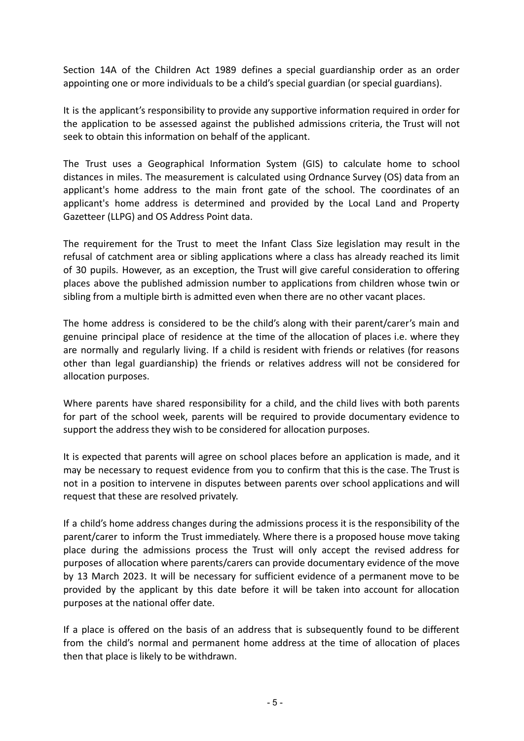Section 14A of the Children Act 1989 defines a special guardianship order as an order appointing one or more individuals to be a child's special guardian (or special guardians).

It is the applicant's responsibility to provide any supportive information required in order for the application to be assessed against the published admissions criteria, the Trust will not seek to obtain this information on behalf of the applicant.

The Trust uses a Geographical Information System (GIS) to calculate home to school distances in miles. The measurement is calculated using Ordnance Survey (OS) data from an applicant's home address to the main front gate of the school. The coordinates of an applicant's home address is determined and provided by the Local Land and Property Gazetteer (LLPG) and OS Address Point data.

The requirement for the Trust to meet the Infant Class Size legislation may result in the refusal of catchment area or sibling applications where a class has already reached its limit of 30 pupils. However, as an exception, the Trust will give careful consideration to offering places above the published admission number to applications from children whose twin or sibling from a multiple birth is admitted even when there are no other vacant places.

The home address is considered to be the child's along with their parent/carer's main and genuine principal place of residence at the time of the allocation of places i.e. where they are normally and regularly living. If a child is resident with friends or relatives (for reasons other than legal guardianship) the friends or relatives address will not be considered for allocation purposes.

Where parents have shared responsibility for a child, and the child lives with both parents for part of the school week, parents will be required to provide documentary evidence to support the address they wish to be considered for allocation purposes.

It is expected that parents will agree on school places before an application is made, and it may be necessary to request evidence from you to confirm that this is the case. The Trust is not in a position to intervene in disputes between parents over school applications and will request that these are resolved privately.

If a child's home address changes during the admissions process it is the responsibility of the parent/carer to inform the Trust immediately. Where there is a proposed house move taking place during the admissions process the Trust will only accept the revised address for purposes of allocation where parents/carers can provide documentary evidence of the move by 13 March 2023. It will be necessary for sufficient evidence of a permanent move to be provided by the applicant by this date before it will be taken into account for allocation purposes at the national offer date.

If a place is offered on the basis of an address that is subsequently found to be different from the child's normal and permanent home address at the time of allocation of places then that place is likely to be withdrawn.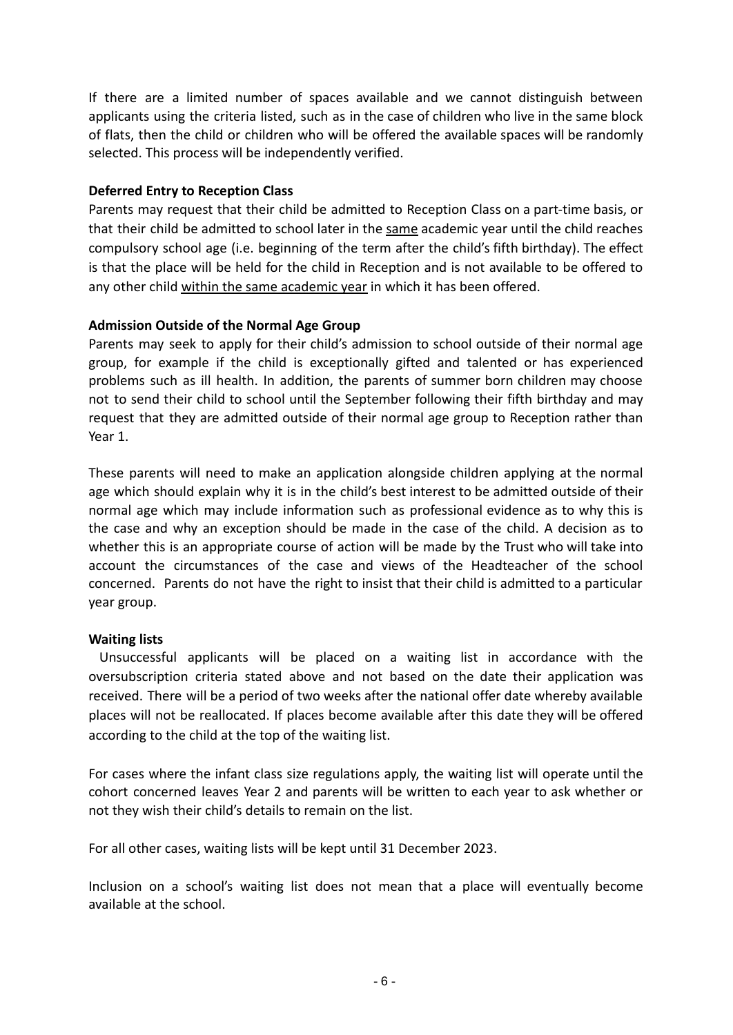If there are a limited number of spaces available and we cannot distinguish between applicants using the criteria listed, such as in the case of children who live in the same block of flats, then the child or children who will be offered the available spaces will be randomly selected. This process will be independently verified.

**Deferred Entry to Reception Class**

Parents may request that their child be admitted to Reception Class on a part-time basis, or that their child be admitted to school later in the <u>same</u> academic year until the child reaches compulsory school age (i.e. beginning of the term after the child's fifth birthday). The effect is that the place will be held for the child in Reception and is not available to be offered to any other child <u>within the same academic year</u> in which it has been offered.

**Admission Outside of the Normal Age Group**

Parents may seek to apply for their child's admission to school outside of their normal age group, for example if the child is exceptionally gifted and talented or has experienced problems such as ill health. In addition, the parents of summer born children may choose not to send their child to school until the September following their fifth birthday and may request that they are admitted outside of their normal age group to Reception rather than Year 1.

These parents will need to make an application alongside children applying at the normal age which should explain why it is in the child's best interest to be admitted outside of their normal age which may include information such as professional evidence as to why this is the case and why an exception should be made in the case of the child. A decision as to whether this is an appropriate course of action will be made by the Trust who will take into account the circumstances of the case and views of the Headteacher of the school concerned. Parents do not have the right to insist that their child is admitted to a particular year group.

**Waiting lists**

Unsuccessful applicants will be placed on a waiting list in accordance with the oversubscription criteria stated above and not based on the date their application was received. There will be a period of two weeks after the national offer date whereby available places will not be reallocated. If places become available after this date they will be offered according to the child at the top of the waiting list.

For cases where the infant class size regulations apply, the waiting list will operate until the cohort concerned leaves Year 2 and parents will be written to each year to ask whether or not they wish their child's details to remain on the list.

For all other cases, waiting lists will be kept until 31 December 2023.

Inclusion on a school's waiting list does not mean that a place will eventually become available at the school.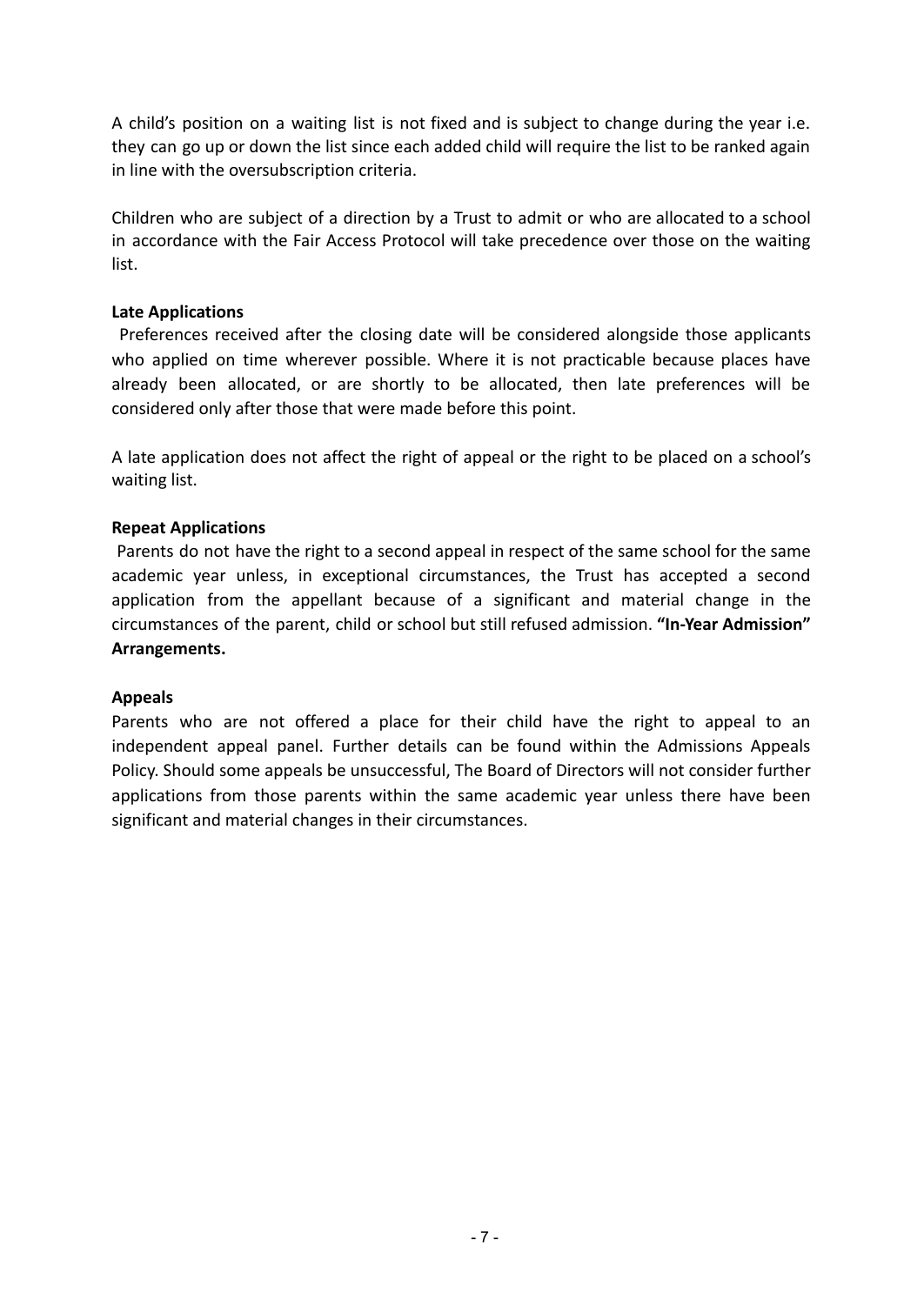A child's position on a waiting list is not fixed and is subject to change during the year i.e. they can go up or down the list since each added child will require the list to be ranked again in line with the oversubscription criteria.

Children who are subject of a direction by a Trust to admit or who are allocated to a school in accordance with the Fair Access Protocol will take precedence over those on the waiting list.

**Late Applications**

Preferences received after the closing date will be considered alongside those applicants who applied on time wherever possible. Where it is not practicable because places have already been allocated, or are shortly to be allocated, then late preferences will be considered only after those that were made before this point.

A late application does not affect the right of appeal or the right to be placed on a school's waiting list.

**Repeat Applications**

Parents do not have the right to a second appeal in respect of the same school for the same academic year unless, in exceptional circumstances, the Trust has accepted a second application from the appellant because of a significant and material change in the circumstances of the parent, child or school but still refused admission. **"In-Year Admission" Arrangements.**

**Appeals**

Parents who are not offered a place for their child have the right to appeal to an independent appeal panel. Further details can be found within the Admissions Appeals Policy. Should some appeals be unsuccessful, The Board of Directors will not consider further applications from those parents within the same academic year unless there have been significant and material changes in their circumstances.